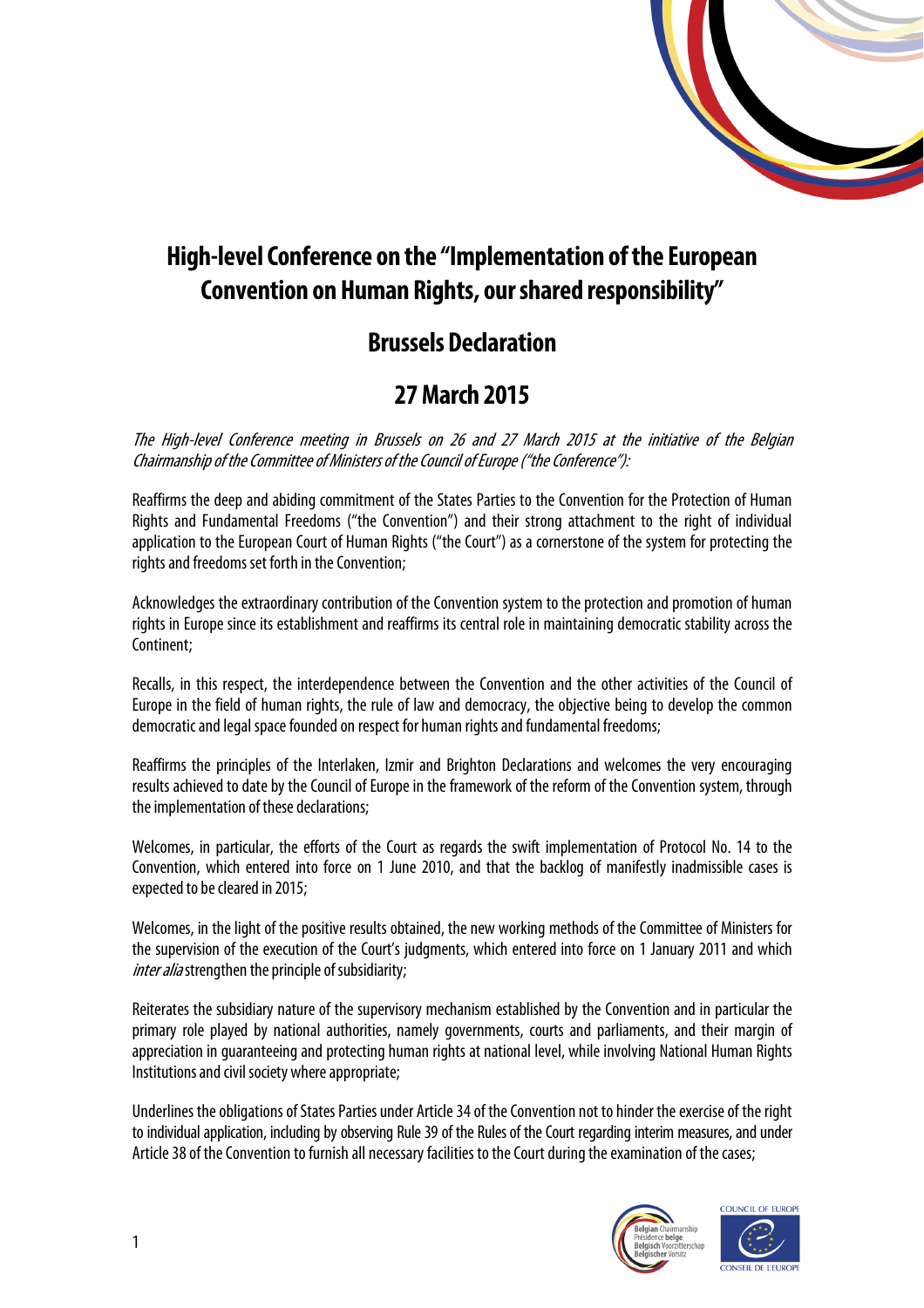# High-level Conference on the "Implementation of the European Convention on Human Rights, our shared responsibility"

## Brussels Declaration

## 27 March 2015

*The High-level Conference meeting in Brussels on 26 and 27 March 2015 at the initiative of the Belgian Chairmanship of the Committee of Ministers of the Council of Europe ("the Conference"):*

Reaffirms the deep and abiding commitment of the States Parties to the Convention for the Protection of Human Rights and Fundamental Freedoms ("the Convention") and their strong attachment to the right of individual application to the European Court of Human Rights ("the Court") as a cornerstone of the system for protecting the rights and freedoms set forth in the Convention;

Acknowledges the extraordinary contribution of the Convention system to the protection and promotion of human rights in Europe since its establishment and reaffirms its central role in maintaining democratic stability across the Continent;

Recalls, in this respect, the interdependence between the Convention and the other activities of the Council of Europe in the field of human rights, the rule of law and democracy, the objective being to develop the common democratic and legal space founded on respect for human rights and fundamental freedoms;

Reaffirms the principles of the Interlaken, Izmir and Brighton Declarations and welcomes the very encouraging results achieved to date by the Council of Europe in the framework of the reform of the Convention system, through the implementation of these declarations;

Welcomes, in particular, the efforts of the Court as regards the swift implementation of Protocol No. 14 to the Convention, which entered into force on 1 June 2010, and that the backlog of manifestly inadmissible cases is expected to be cleared in 2015;

Welcomes, in the light of the positive results obtained, the new working methods of the Committee of Ministers for the supervision of the execution of the Court's judgments, which entered into force on 1 January 2011 and which *inter alia* strengthen the principle of subsidiarity;

Reiterates the subsidiary nature of the supervisory mechanism established by the Convention and in particular the primary role played by national authorities, namely governments, courts and parliaments, and their margin of appreciation in guaranteeing and protecting human rights at national level, while involving National Human Rights Institutions and civil society where appropriate;

Underlines the obligations of States Parties under Article 34 of the Convention not to hinder the exercise of the right to individual application, including by observing Rule 39 of the Rules of the Court regarding interim measures, and under Article 38 of the Convention to furnish all necessary facilities to the Court during the examination of the cases;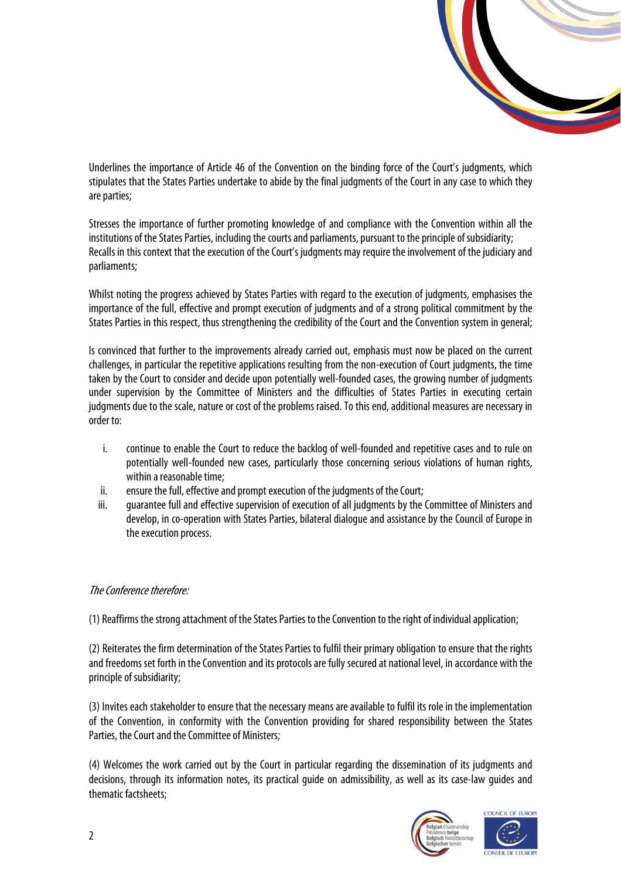Underlines the importance of Article 46 of the Convention on the binding force of the Court's judgments, which stipulates that the States Parties undertake to abide by the final judgments of the Court in any case to which they are parties;

Stresses the importance of further promoting knowledge of and compliance with the Convention within all the institutions of the States Parties, including the courts and parliaments, pursuant to the principle of subsidiarity;
Recalls in this context that the execution of the Court's judgments may require the involvement of the judiciary and parliaments;

Whilst noting the progress achieved by States Parties with regard to the execution of judgments, emphasises the importance of the full, effective and prompt execution of judgments and of a strong political commitment by the States Parties in this respect, thus strengthening the credibility of the Court and the Convention system in general;

Is convinced that further to the improvements already carried out, emphasis must now be placed on the current challenges, in particular the repetitive applications resulting from the non-execution of Court judgments, the time taken by the Court to consider and decide upon potentially well-founded cases, the growing number of judgments under supervision by the Committee of Ministers and the difficulties of States Parties in executing certain judgments due to the scale, nature or cost of the problems raised. To this end, additional measures are necessary in order to:

i. continue to enable the Court to reduce the backlog of well-founded and repetitive cases and to rule on potentially well-founded new cases, particularly those concerning serious violations of human rights, within a reasonable time;
ii. ensure the full, effective and prompt execution of the judgments of the Court;
iii. guarantee full and effective supervision of execution of all judgments by the Committee of Ministers and develop, in co-operation with States Parties, bilateral dialogue and assistance by the Council of Europe in the execution process.

*The Conference therefore:*

(1) Reaffirms the strong attachment of the States Parties to the Convention to the right of individual application;

(2) Reiterates the firm determination of the States Parties to fulfil their primary obligation to ensure that the rights and freedoms set forth in the Convention and its protocols are fully secured at national level, in accordance with the principle of subsidiarity;

(3) Invites each stakeholder to ensure that the necessary means are available to fulfil its role in the implementation of the Convention, in conformity with the Convention providing for shared responsibility between the States Parties, the Court and the Committee of Ministers;

(4) Welcomes the work carried out by the Court in particular regarding the dissemination of its judgments and decisions, through its information notes, its practical guide on admissibility, as well as its case-law guides and thematic factsheets;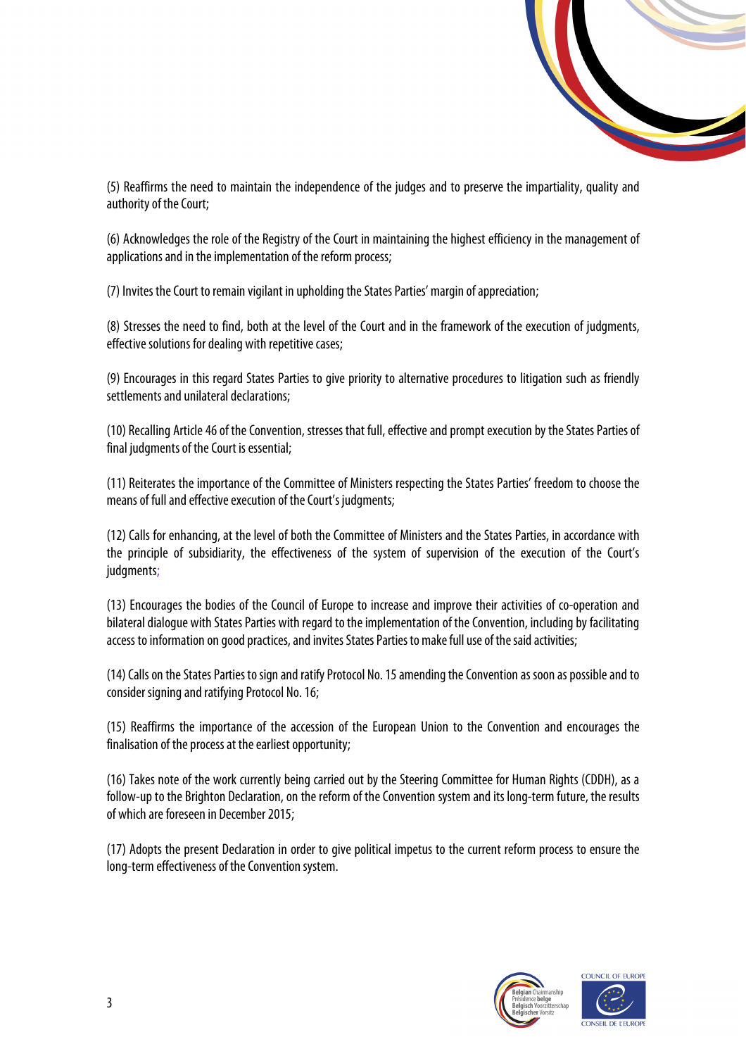(5) Reaffirms the need to maintain the independence of the judges and to preserve the impartiality, quality and authority of the Court;

(6) Acknowledges the role of the Registry of the Court in maintaining the highest efficiency in the management of applications and in the implementation of the reform process;

(7) Invites the Court to remain vigilant in upholding the States Parties' margin of appreciation;

(8) Stresses the need to find, both at the level of the Court and in the framework of the execution of judgments, effective solutions for dealing with repetitive cases;

(9) Encourages in this regard States Parties to give priority to alternative procedures to litigation such as friendly settlements and unilateral declarations;

(10) Recalling Article 46 of the Convention, stresses that full, effective and prompt execution by the States Parties of final judgments of the Court is essential;

(11) Reiterates the importance of the Committee of Ministers respecting the States Parties' freedom to choose the means of full and effective execution of the Court's judgments;

(12) Calls for enhancing, at the level of both the Committee of Ministers and the States Parties, in accordance with the principle of subsidiarity, the effectiveness of the system of supervision of the execution of the Court's judgments;

(13) Encourages the bodies of the Council of Europe to increase and improve their activities of co-operation and bilateral dialogue with States Parties with regard to the implementation of the Convention, including by facilitating access to information on good practices, and invites States Parties to make full use of the said activities;

(14) Calls on the States Parties to sign and ratify Protocol No. 15 amending the Convention as soon as possible and to consider signing and ratifying Protocol No. 16;

(15) Reaffirms the importance of the accession of the European Union to the Convention and encourages the finalisation of the process at the earliest opportunity;

(16) Takes note of the work currently being carried out by the Steering Committee for Human Rights (CDDH), as a follow-up to the Brighton Declaration, on the reform of the Convention system and its long-term future, the results of which are foreseen in December 2015;

(17) Adopts the present Declaration in order to give political impetus to the current reform process to ensure the long-term effectiveness of the Convention system.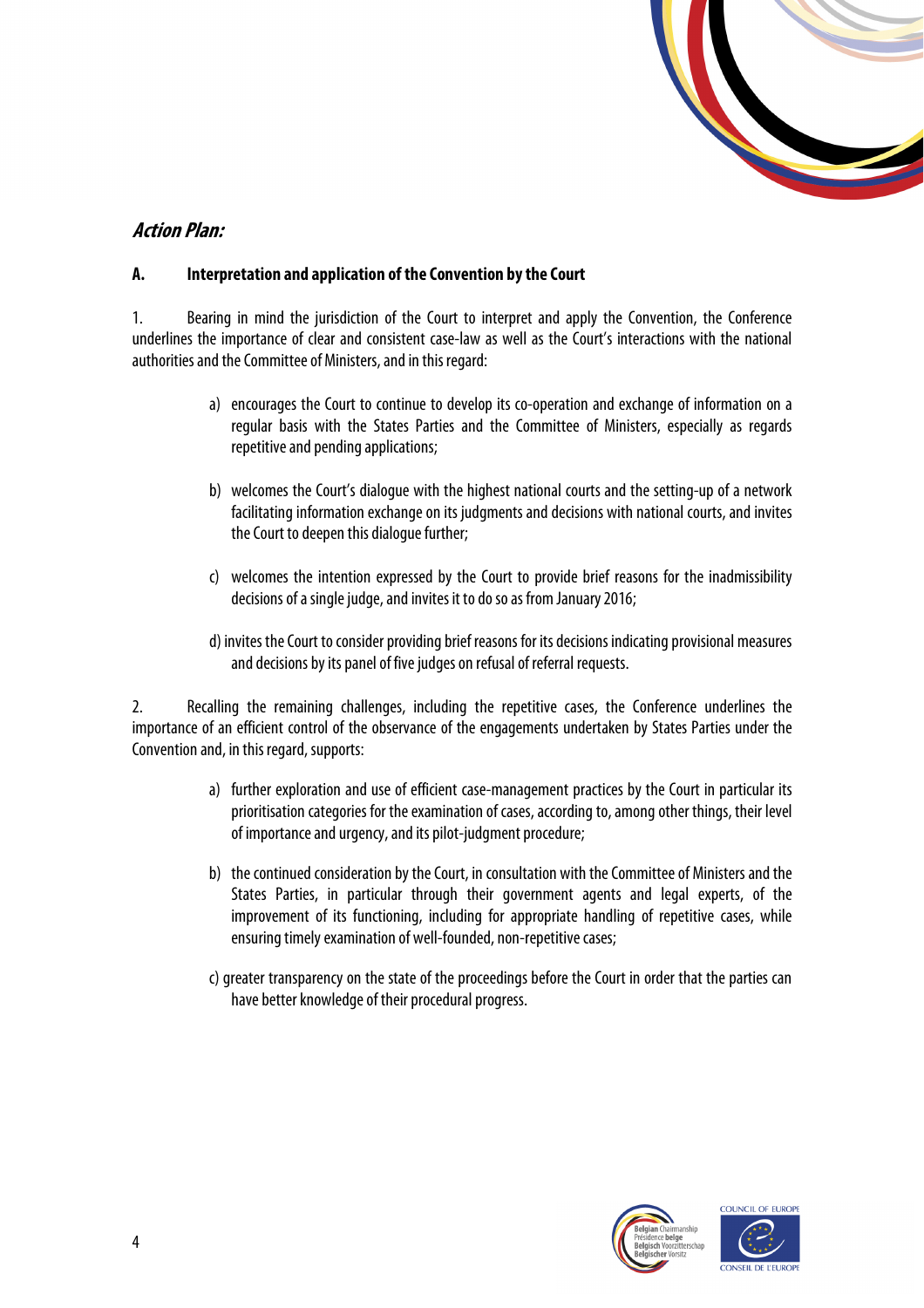***Action Plan:***

**A. Interpretation and application of the Convention by the Court**

1. Bearing in mind the jurisdiction of the Court to interpret and apply the Convention, the Conference underlines the importance of clear and consistent case-law as well as the Court's interactions with the national authorities and the Committee of Ministers, and in this regard:

a) encourages the Court to continue to develop its co-operation and exchange of information on a regular basis with the States Parties and the Committee of Ministers, especially as regards repetitive and pending applications;

b) welcomes the Court's dialogue with the highest national courts and the setting-up of a network facilitating information exchange on its judgments and decisions with national courts, and invites the Court to deepen this dialogue further;

c) welcomes the intention expressed by the Court to provide brief reasons for the inadmissibility decisions of a single judge, and invites it to do so as from January 2016;

d) invites the Court to consider providing brief reasons for its decisions indicating provisional measures and decisions by its panel of five judges on refusal of referral requests.

2. Recalling the remaining challenges, including the repetitive cases, the Conference underlines the importance of an efficient control of the observance of the engagements undertaken by States Parties under the Convention and, in this regard, supports:

a) further exploration and use of efficient case-management practices by the Court in particular its prioritisation categories for the examination of cases, according to, among other things, their level of importance and urgency, and its pilot-judgment procedure;

b) the continued consideration by the Court, in consultation with the Committee of Ministers and the States Parties, in particular through their government agents and legal experts, of the improvement of its functioning, including for appropriate handling of repetitive cases, while ensuring timely examination of well-founded, non-repetitive cases;

c) greater transparency on the state of the proceedings before the Court in order that the parties can have better knowledge of their procedural progress.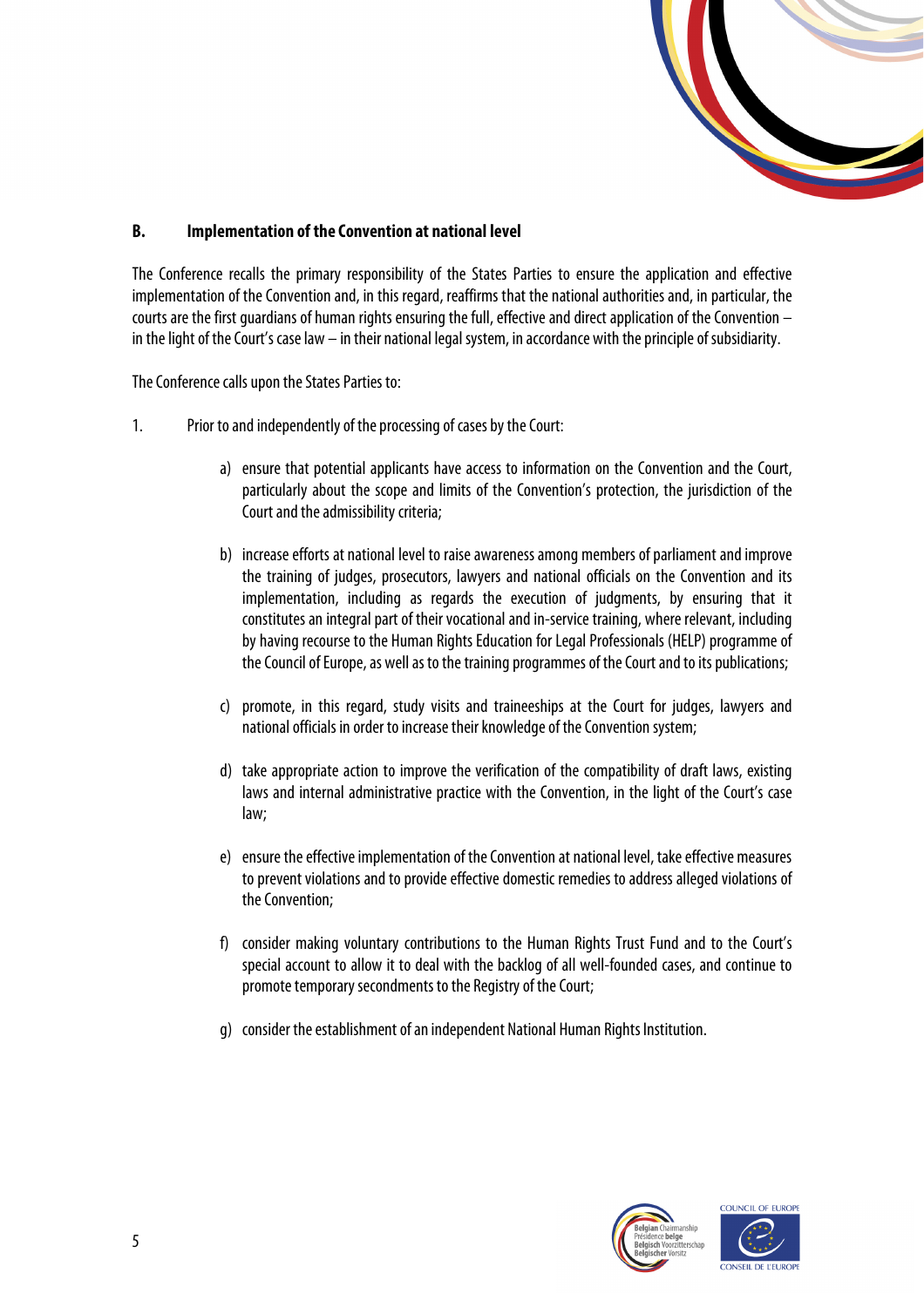## B. Implementation of the Convention at national level

The Conference recalls the primary responsibility of the States Parties to ensure the application and effective implementation of the Convention and, in this regard, reaffirms that the national authorities and, in particular, the courts are the first guardians of human rights ensuring the full, effective and direct application of the Convention – in the light of the Court's case law – in their national legal system, in accordance with the principle of subsidiarity.

The Conference calls upon the States Parties to:

1. Prior to and independently of the processing of cases by the Court:

   a) ensure that potential applicants have access to information on the Convention and the Court, particularly about the scope and limits of the Convention's protection, the jurisdiction of the Court and the admissibility criteria;

   b) increase efforts at national level to raise awareness among members of parliament and improve the training of judges, prosecutors, lawyers and national officials on the Convention and its implementation, including as regards the execution of judgments, by ensuring that it constitutes an integral part of their vocational and in-service training, where relevant, including by having recourse to the Human Rights Education for Legal Professionals (HELP) programme of the Council of Europe, as well as to the training programmes of the Court and to its publications;

   c) promote, in this regard, study visits and traineeships at the Court for judges, lawyers and national officials in order to increase their knowledge of the Convention system;

   d) take appropriate action to improve the verification of the compatibility of draft laws, existing laws and internal administrative practice with the Convention, in the light of the Court's case law;

   e) ensure the effective implementation of the Convention at national level, take effective measures to prevent violations and to provide effective domestic remedies to address alleged violations of the Convention;

   f) consider making voluntary contributions to the Human Rights Trust Fund and to the Court's special account to allow it to deal with the backlog of all well-founded cases, and continue to promote temporary secondments to the Registry of the Court;

   g) consider the establishment of an independent National Human Rights Institution.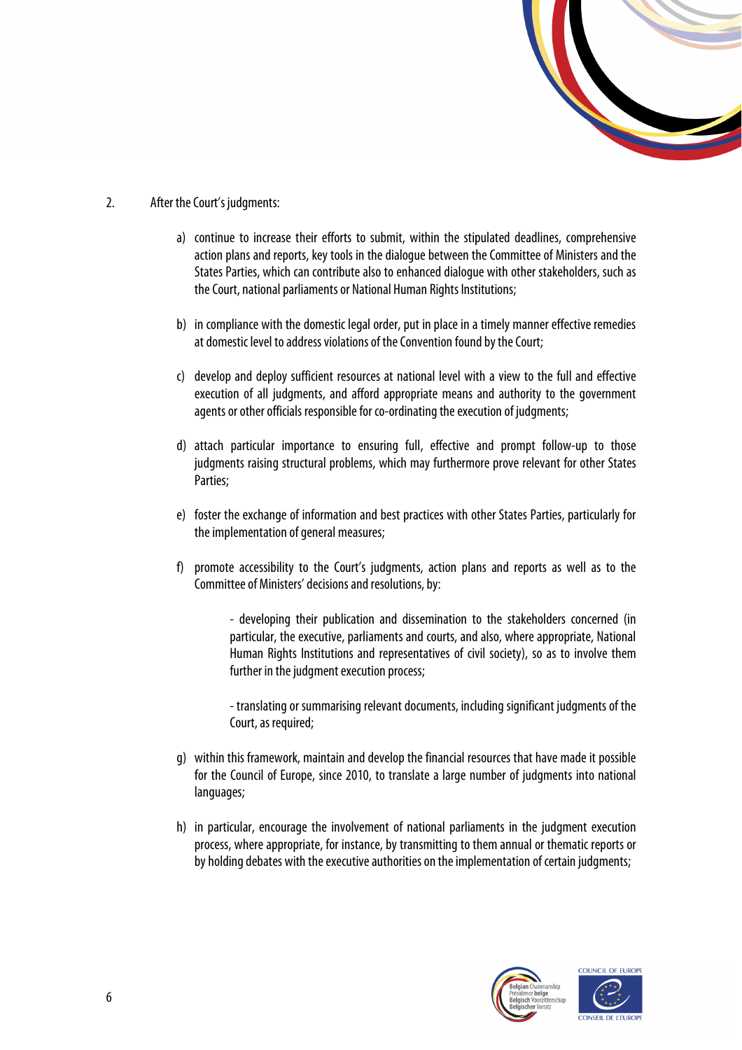2. After the Court's judgments:

a) continue to increase their efforts to submit, within the stipulated deadlines, comprehensive action plans and reports, key tools in the dialogue between the Committee of Ministers and the States Parties, which can contribute also to enhanced dialogue with other stakeholders, such as the Court, national parliaments or National Human Rights Institutions;

b) in compliance with the domestic legal order, put in place in a timely manner effective remedies at domestic level to address violations of the Convention found by the Court;

c) develop and deploy sufficient resources at national level with a view to the full and effective execution of all judgments, and afford appropriate means and authority to the government agents or other officials responsible for co-ordinating the execution of judgments;

d) attach particular importance to ensuring full, effective and prompt follow-up to those judgments raising structural problems, which may furthermore prove relevant for other States Parties;

e) foster the exchange of information and best practices with other States Parties, particularly for the implementation of general measures;

f) promote accessibility to the Court's judgments, action plans and reports as well as to the Committee of Ministers' decisions and resolutions, by:

   - developing their publication and dissemination to the stakeholders concerned (in particular, the executive, parliaments and courts, and also, where appropriate, National Human Rights Institutions and representatives of civil society), so as to involve them further in the judgment execution process;

   - translating or summarising relevant documents, including significant judgments of the Court, as required;

g) within this framework, maintain and develop the financial resources that have made it possible for the Council of Europe, since 2010, to translate a large number of judgments into national languages;

h) in particular, encourage the involvement of national parliaments in the judgment execution process, where appropriate, for instance, by transmitting to them annual or thematic reports or by holding debates with the executive authorities on the implementation of certain judgments;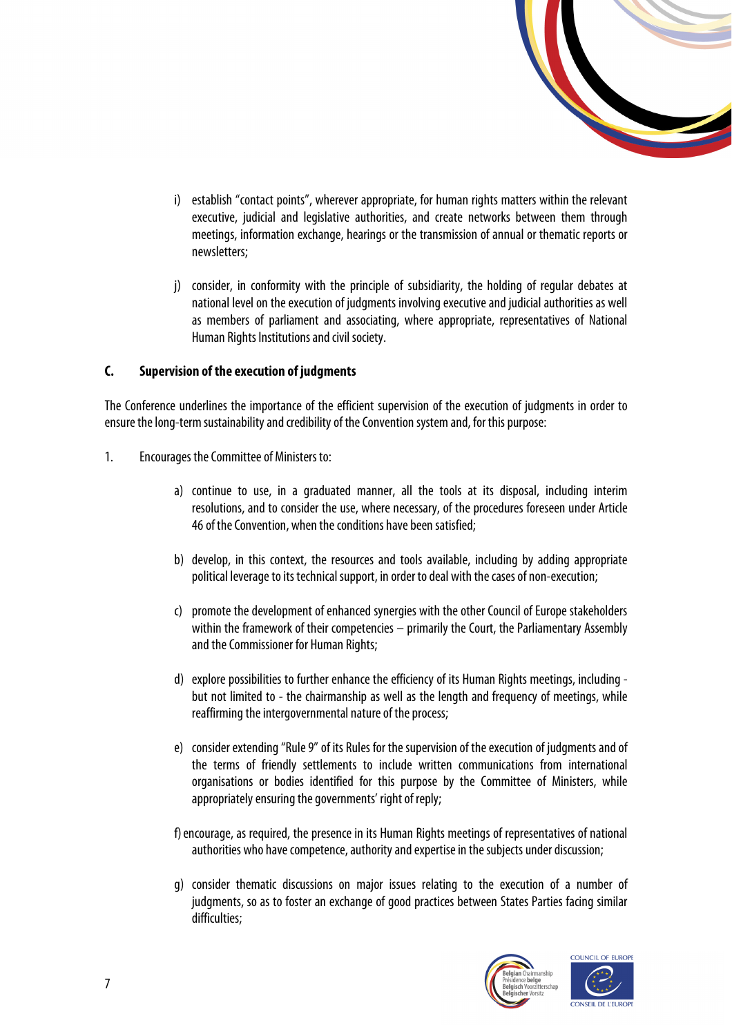i) establish "contact points", wherever appropriate, for human rights matters within the relevant executive, judicial and legislative authorities, and create networks between them through meetings, information exchange, hearings or the transmission of annual or thematic reports or newsletters;

j) consider, in conformity with the principle of subsidiarity, the holding of regular debates at national level on the execution of judgments involving executive and judicial authorities as well as members of parliament and associating, where appropriate, representatives of National Human Rights Institutions and civil society.

## C. Supervision of the execution of judgments

The Conference underlines the importance of the efficient supervision of the execution of judgments in order to ensure the long-term sustainability and credibility of the Convention system and, for this purpose:

1. Encourages the Committee of Ministers to:

a) continue to use, in a graduated manner, all the tools at its disposal, including interim resolutions, and to consider the use, where necessary, of the procedures foreseen under Article 46 of the Convention, when the conditions have been satisfied;

b) develop, in this context, the resources and tools available, including by adding appropriate political leverage to its technical support, in order to deal with the cases of non-execution;

c) promote the development of enhanced synergies with the other Council of Europe stakeholders within the framework of their competencies – primarily the Court, the Parliamentary Assembly and the Commissioner for Human Rights;

d) explore possibilities to further enhance the efficiency of its Human Rights meetings, including - but not limited to - the chairmanship as well as the length and frequency of meetings, while reaffirming the intergovernmental nature of the process;

e) consider extending "Rule 9" of its Rules for the supervision of the execution of judgments and of the terms of friendly settlements to include written communications from international organisations or bodies identified for this purpose by the Committee of Ministers, while appropriately ensuring the governments' right of reply;

f) encourage, as required, the presence in its Human Rights meetings of representatives of national authorities who have competence, authority and expertise in the subjects under discussion;

g) consider thematic discussions on major issues relating to the execution of a number of judgments, so as to foster an exchange of good practices between States Parties facing similar difficulties;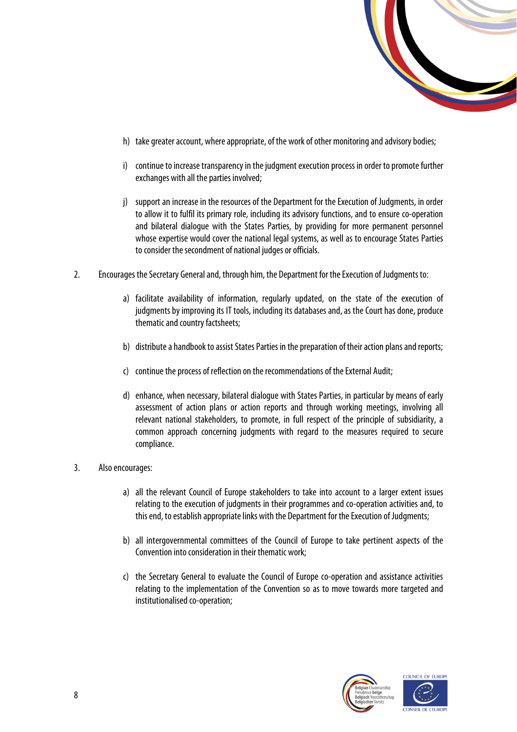h) take greater account, where appropriate, of the work of other monitoring and advisory bodies;

i) continue to increase transparency in the judgment execution process in order to promote further exchanges with all the parties involved;

j) support an increase in the resources of the Department for the Execution of Judgments, in order to allow it to fulfil its primary role, including its advisory functions, and to ensure co-operation and bilateral dialogue with the States Parties, by providing for more permanent personnel whose expertise would cover the national legal systems, as well as to encourage States Parties to consider the secondment of national judges or officials.

2. Encourages the Secretary General and, through him, the Department for the Execution of Judgments to:

a) facilitate availability of information, regularly updated, on the state of the execution of judgments by improving its IT tools, including its databases and, as the Court has done, produce thematic and country factsheets;

b) distribute a handbook to assist States Parties in the preparation of their action plans and reports;

c) continue the process of reflection on the recommendations of the External Audit;

d) enhance, when necessary, bilateral dialogue with States Parties, in particular by means of early assessment of action plans or action reports and through working meetings, involving all relevant national stakeholders, to promote, in full respect of the principle of subsidiarity, a common approach concerning judgments with regard to the measures required to secure compliance.

3. Also encourages:

a) all the relevant Council of Europe stakeholders to take into account to a larger extent issues relating to the execution of judgments in their programmes and co-operation activities and, to this end, to establish appropriate links with the Department for the Execution of Judgments;

b) all intergovernmental committees of the Council of Europe to take pertinent aspects of the Convention into consideration in their thematic work;

c) the Secretary General to evaluate the Council of Europe co-operation and assistance activities relating to the implementation of the Convention so as to move towards more targeted and institutionalised co-operation;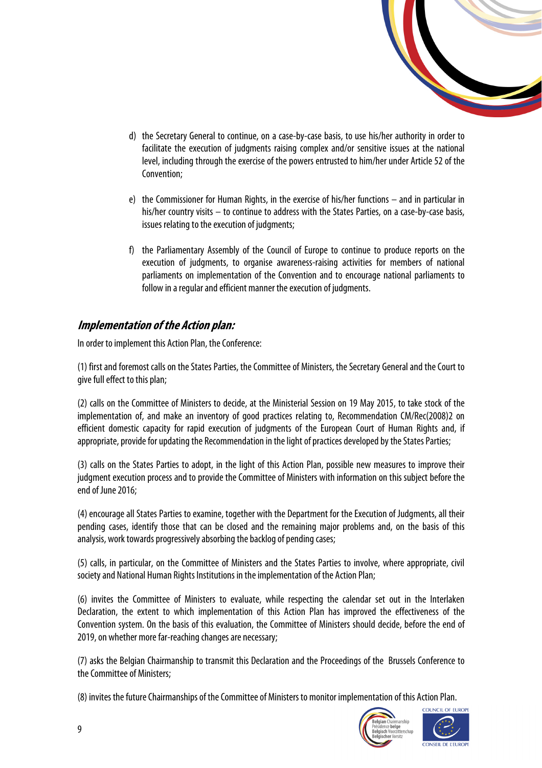d) the Secretary General to continue, on a case-by-case basis, to use his/her authority in order to facilitate the execution of judgments raising complex and/or sensitive issues at the national level, including through the exercise of the powers entrusted to him/her under Article 52 of the Convention;

e) the Commissioner for Human Rights, in the exercise of his/her functions – and in particular in his/her country visits – to continue to address with the States Parties, on a case-by-case basis, issues relating to the execution of judgments;

f) the Parliamentary Assembly of the Council of Europe to continue to produce reports on the execution of judgments, to organise awareness-raising activities for members of national parliaments on implementation of the Convention and to encourage national parliaments to follow in a regular and efficient manner the execution of judgments.

## *Implementation of the Action plan:*

In order to implement this Action Plan, the Conference:

(1) first and foremost calls on the States Parties, the Committee of Ministers, the Secretary General and the Court to give full effect to this plan;

(2) calls on the Committee of Ministers to decide, at the Ministerial Session on 19 May 2015, to take stock of the implementation of, and make an inventory of good practices relating to, Recommendation CM/Rec(2008)2 on efficient domestic capacity for rapid execution of judgments of the European Court of Human Rights and, if appropriate, provide for updating the Recommendation in the light of practices developed by the States Parties;

(3) calls on the States Parties to adopt, in the light of this Action Plan, possible new measures to improve their judgment execution process and to provide the Committee of Ministers with information on this subject before the end of June 2016;

(4) encourage all States Parties to examine, together with the Department for the Execution of Judgments, all their pending cases, identify those that can be closed and the remaining major problems and, on the basis of this analysis, work towards progressively absorbing the backlog of pending cases;

(5) calls, in particular, on the Committee of Ministers and the States Parties to involve, where appropriate, civil society and National Human Rights Institutions in the implementation of the Action Plan;

(6) invites the Committee of Ministers to evaluate, while respecting the calendar set out in the Interlaken Declaration, the extent to which implementation of this Action Plan has improved the effectiveness of the Convention system. On the basis of this evaluation, the Committee of Ministers should decide, before the end of 2019, on whether more far-reaching changes are necessary;

(7) asks the Belgian Chairmanship to transmit this Declaration and the Proceedings of the Brussels Conference to the Committee of Ministers;

(8) invites the future Chairmanships of the Committee of Ministers to monitor implementation of this Action Plan.